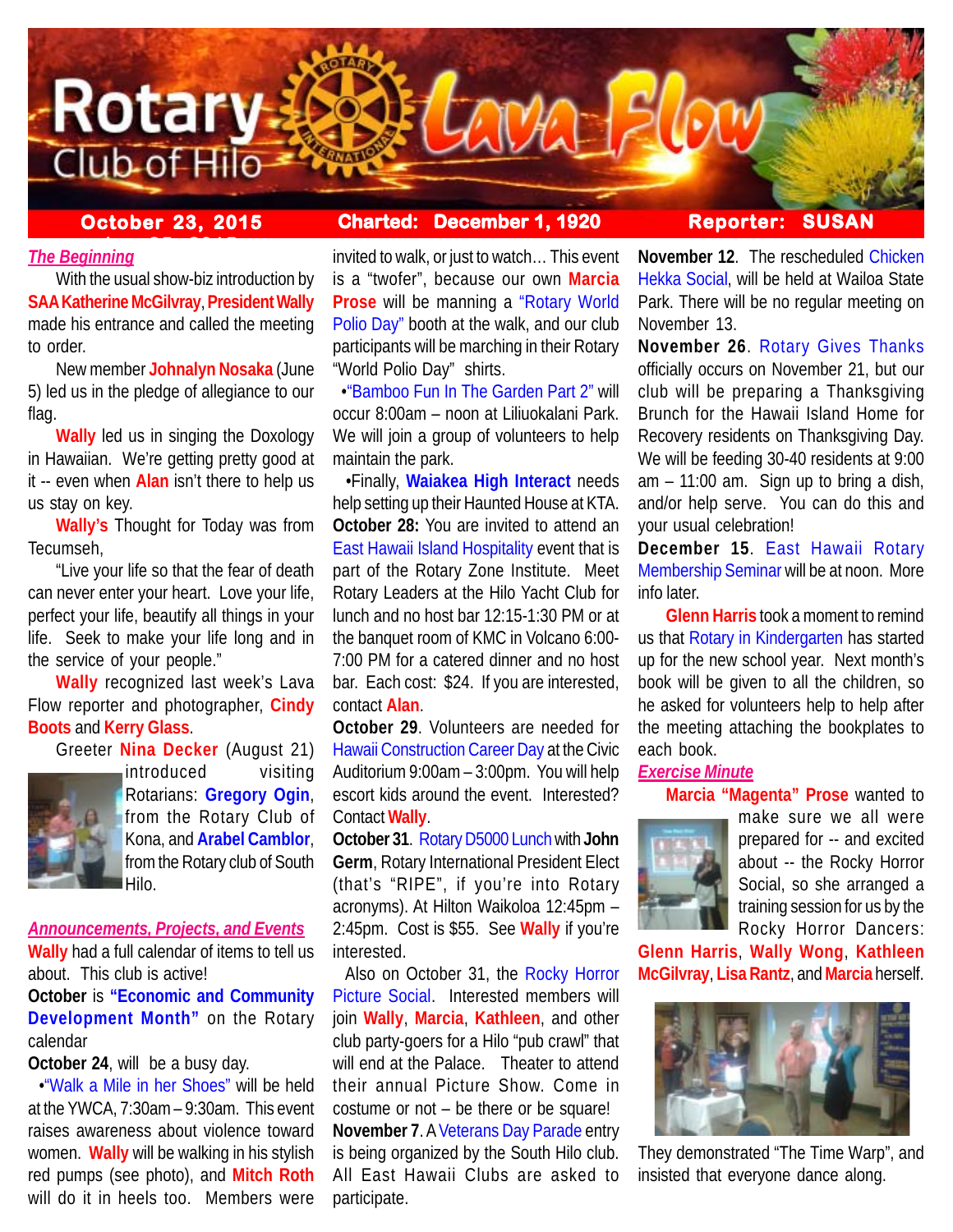# Rotary Club of Hilo — Lava Flow

**October 23, 2015** | **Charted: December 1, 1920** | **Reporter: SUSAN**

## *The Beginning*

With the usual show-biz introduction by **SAA Katherine McGilvray**, **President Wally** made his entrance and called the meeting to order.

New member **Johnalyn Nosaka** (June 5) led us in the pledge of allegiance to our flag.

**Wally** led us in singing the Doxology in Hawaiian. We're getting pretty good at it -- even when **Alan** isn't there to help us us stay on key.

**Wally's** Thought for Today was from Tecumseh,

"Live your life so that the fear of death can never enter your heart. Love your life, perfect your life, beautify all things in your life. Seek to make your life long and in the service of your people."

**Wally** recognized last week's Lava Flow reporter and photographer, **Cindy Boots** and **Kerry Glass**.

Greeter **Nina Decker** (August 21) introduced visiting Rotarians: **Gregory Ogin**, from the Rotary Club of Kona, and **Arabel Camblor**, from the Rotary club of South Hilo.

## *Announcements, Projects, and Events*

**Wally** had a full calendar of items to tell us about. This club is active!

**October** is **"Economic and Community Development Month"** on the Rotary calendar

**October 24**, will be a busy day.

•"Walk a Mile in her Shoes" will be held at the YWCA, 7:30am – 9:30am. This event raises awareness about violence toward women. **Wally** will be walking in his stylish red pumps (see photo), and **Mitch Roth** will do it in heels too. Members were invited to walk, or just to watch… This event is a "twofer", because our own **Marcia Prose** will be manning a "Rotary World Polio Day" booth at the walk, and our club participants will be marching in their Rotary "World Polio Day" shirts.

•"Bamboo Fun In The Garden Part 2" will occur 8:00am – noon at Liliuokalani Park. We will join a group of volunteers to help maintain the park.

•Finally, **Waiakea High Interact** needs help setting up their Haunted House at KTA.

**October 28:** You are invited to attend an East Hawaii Island Hospitality event that is part of the Rotary Zone Institute. Meet Rotary Leaders at the Hilo Yacht Club for lunch and no host bar 12:15-1:30 PM or at the banquet room of KMC in Volcano 6:00-7:00 PM for a catered dinner and no host bar. Each cost: $24. If you are interested, contact **Alan**.

**October 29**. Volunteers are needed for Hawaii Construction Career Day at the Civic Auditorium 9:00am – 3:00pm. You will help escort kids around the event. Interested? Contact **Wally**.

**October 31**. Rotary D5000 Lunch with **John Germ**, Rotary International President Elect (that's "RIPE", if you're into Rotary acronyms). At Hilton Waikoloa 12:45pm – 2:45pm. Cost is $55. See **Wally** if you're interested.

Also on October 31, the Rocky Horror Picture Social. Interested members will join **Wally**, **Marcia**, **Kathleen**, and other club party-goers for a Hilo "pub crawl" that will end at the Palace. Theater to attend their annual Picture Show. Come in costume or not – be there or be square!

**November 7**. A Veterans Day Parade entry is being organized by the South Hilo club. All East Hawaii Clubs are asked to participate.

**November 12**. The rescheduled Chicken Hekka Social, will be held at Wailoa State Park. There will be no regular meeting on November 13.

**November 26**. Rotary Gives Thanks officially occurs on November 21, but our club will be preparing a Thanksgiving Brunch for the Hawaii Island Home for Recovery residents on Thanksgiving Day. We will be feeding 30-40 residents at 9:00 am – 11:00 am. Sign up to bring a dish, and/or help serve. You can do this and your usual celebration!

**December 15**. East Hawaii Rotary Membership Seminar will be at noon. More info later.

**Glenn Harris** took a moment to remind us that Rotary in Kindergarten has started up for the new school year. Next month's book will be given to all the children, so he asked for volunteers help to help after the meeting attaching the bookplates to each book.

## *Exercise Minute*

**Marcia "Magenta" Prose** wanted to make sure we all were prepared for -- and excited about -- the Rocky Horror Social, so she arranged a training session for us by the Rocky Horror Dancers: **Glenn Harris**, **Wally Wong**, **Kathleen McGilvray**, **Lisa Rantz**, and **Marcia** herself.

They demonstrated "The Time Warp", and insisted that everyone dance along.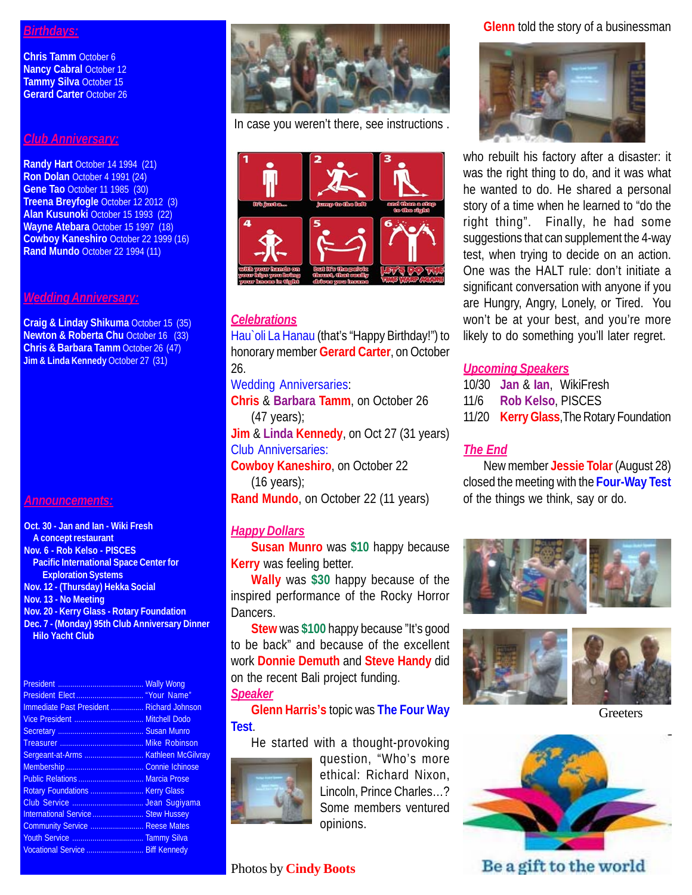## *Birthdays:*

**Chris Tamm** October 6
**Nancy Cabral** October 12
**Tammy Silva** October 15
**Gerard Carter** October 26

## *Club Anniversary:*

**Randy Hart** October 14 1994 (21)
**Ron Dolan** October 4 1991 (24)
**Gene Tao** October 11 1985 (30)
**Treena Breyfogle** October 12 2012 (3)
**Alan Kusunoki** October 15 1993 (22)
**Wayne Atebara** October 15 1997 (18)
**Cowboy Kaneshiro** October 22 1999 (16)
**Rand Mundo** October 22 1994 (11)

## *Wedding Anniversary:*

**Craig & Linday Shikuma** October 15 (35)
**Newton & Roberta Chu** October 16 (33)
**Chris & Barbara Tamm** October 26 (47)
**Jim & Linda Kennedy** October 27 (31)

## *Announcements:*

**Oct. 30 - Jan and Ian - Wiki Fresh**
**A concept restaurant**
**Nov. 6 - Rob Kelso - PISCES**
**Pacific International Space Center for Exploration Systems**
**Nov. 12 - (Thursday) Hekka Social**
**Nov. 13 - No Meeting**
**Nov. 20 - Kerry Glass - Rotary Foundation**
**Dec. 7 - (Monday) 95th Club Anniversary Dinner**
**Hilo Yacht Club**

| | |
|---|---|
| President | Wally Wong |
| President Elect | "Your Name" |
| Immediate Past President | Richard Johnson |
| Vice President | Mitchell Dodo |
| Secretary | Susan Munro |
| Treasurer | Mike Robinson |
| Sergeant-at-Arms | Kathleen McGilvray |
| Membership | Connie Ichinose |
| Public Relations | Marcia Prose |
| Rotary Foundations | Kerry Glass |
| Club Service | Jean Sugiyama |
| International Service | Stew Hussey |
| Community Service | Reese Mates |
| Youth Service | Tammy Silva |
| Vocational Service | Biff Kennedy |

In case you weren't there, see instructions .

1 It's just a... 2 jump to the left 3 and then a step to the right 4 with your hands on your hips you bring your knees in tight 5 but it's the pelvic thrust, that really drives you insane 6 LET'S DO THE TIME WARP AGAIN!

## *Celebrations*

Hau`oli La Hanau (that's "Happy Birthday!") to honorary member **Gerard Carter**, on October 26.

Wedding Anniversaries:
**Chris** & **Barbara Tamm**, on October 26 (47 years);
**Jim** & **Linda Kennedy**, on Oct 27 (31 years)

Club Anniversaries:
**Cowboy Kaneshiro**, on October 22 (16 years);
**Rand Mundo**, on October 22 (11 years)

## *Happy Dollars*

**Susan Munro** was **$10** happy because **Kerry** was feeling better.

**Wally** was **$30** happy because of the inspired performance of the Rocky Horror Dancers.

**Stew** was **$100** happy because "It's good to be back" and because of the excellent work **Donnie Demuth** and **Steve Handy** did on the recent Bali project funding.

## *Speaker*

**Glenn Harris's** topic was **The Four Way Test**.

He started with a thought-provoking question, "Who's more ethical: Richard Nixon, Lincoln, Prince Charles…? Some members ventured opinions.

Photos by **Cindy Boots**

**Glenn** told the story of a businessman who rebuilt his factory after a disaster: it was the right thing to do, and it was what he wanted to do. He shared a personal story of a time when he learned to "do the right thing". Finally, he had some suggestions that can supplement the 4-way test, when trying to decide on an action. One was the HALT rule: don't initiate a significant conversation with anyone if you are Hungry, Angry, Lonely, or Tired. You won't be at your best, and you're more likely to do something you'll later regret.

## *Upcoming Speakers*

10/30 **Jan** & **Ian**, WikiFresh
11/6 **Rob Kelso**, PISCES
11/20 **Kerry Glass**, The Rotary Foundation

## *The End*

New member **Jessie Tolar** (August 28) closed the meeting with the **Four-Way Test** of the things we think, say or do.

Greeters

Be a gift to the world